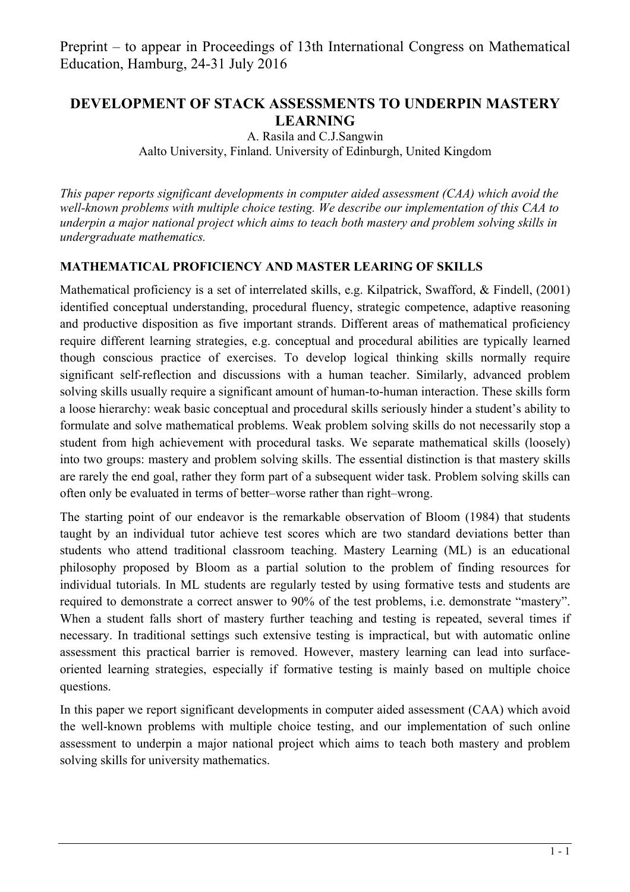Preprint – to appear in Proceedings of 13th International Congress on Mathematical Education, Hamburg, 24-31 July 2016

# DEVELOPMENT OF STACK ASSESSMENTS TO UNDERPIN MASTERY LEARNING

A. Rasila and C.J.Sangwin

Aalto University, Finland. University of Edinburgh, United Kingdom

*This paper reports significant developments in computer aided assessment (CAA) which avoid the well-known problems with multiple choice testing. We describe our implementation of this CAA to underpin a major national project which aims to teach both mastery and problem solving skills in undergraduate mathematics.*

## MATHEMATICAL PROFICIENCY AND MASTER LEARING OF SKILLS

Mathematical proficiency is a set of interrelated skills, e.g. Kilpatrick, Swafford, & Findell, (2001) identified conceptual understanding, procedural fluency, strategic competence, adaptive reasoning and productive disposition as five important strands. Different areas of mathematical proficiency require different learning strategies, e.g. conceptual and procedural abilities are typically learned though conscious practice of exercises. To develop logical thinking skills normally require significant self-reflection and discussions with a human teacher. Similarly, advanced problem solving skills usually require a significant amount of human-to-human interaction. These skills form a loose hierarchy: weak basic conceptual and procedural skills seriously hinder a student's ability to formulate and solve mathematical problems. Weak problem solving skills do not necessarily stop a student from high achievement with procedural tasks. We separate mathematical skills (loosely) into two groups: mastery and problem solving skills. The essential distinction is that mastery skills are rarely the end goal, rather they form part of a subsequent wider task. Problem solving skills can often only be evaluated in terms of better–worse rather than right–wrong.

The starting point of our endeavor is the remarkable observation of Bloom (1984) that students taught by an individual tutor achieve test scores which are two standard deviations better than students who attend traditional classroom teaching. Mastery Learning (ML) is an educational philosophy proposed by Bloom as a partial solution to the problem of finding resources for individual tutorials. In ML students are regularly tested by using formative tests and students are required to demonstrate a correct answer to 90% of the test problems, i.e. demonstrate "mastery". When a student falls short of mastery further teaching and testing is repeated, several times if necessary. In traditional settings such extensive testing is impractical, but with automatic online assessment this practical barrier is removed. However, mastery learning can lead into surface-oriented learning strategies, especially if formative testing is mainly based on multiple choice questions.

In this paper we report significant developments in computer aided assessment (CAA) which avoid the well-known problems with multiple choice testing, and our implementation of such online assessment to underpin a major national project which aims to teach both mastery and problem solving skills for university mathematics.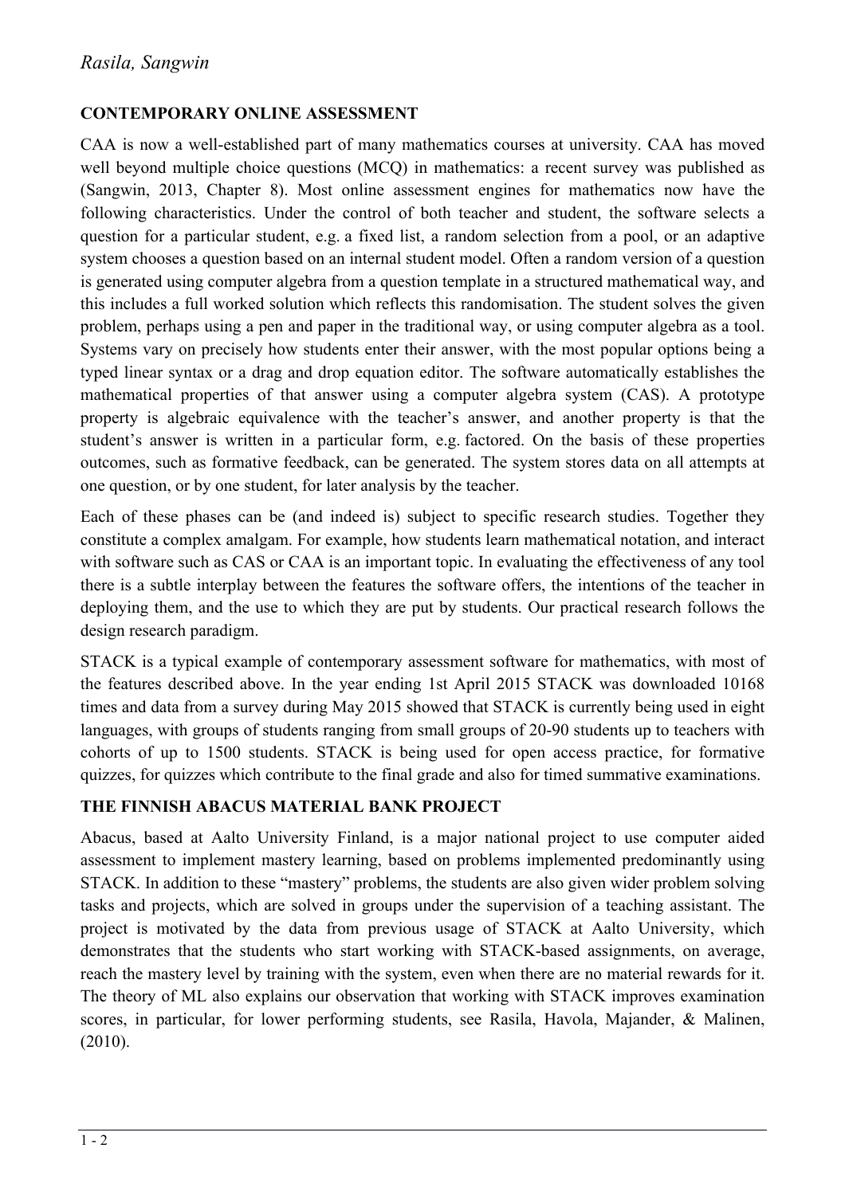## CONTEMPORARY ONLINE ASSESSMENT

CAA is now a well-established part of many mathematics courses at university. CAA has moved well beyond multiple choice questions (MCQ) in mathematics: a recent survey was published as (Sangwin, 2013, Chapter 8). Most online assessment engines for mathematics now have the following characteristics. Under the control of both teacher and student, the software selects a question for a particular student, e.g. a fixed list, a random selection from a pool, or an adaptive system chooses a question based on an internal student model. Often a random version of a question is generated using computer algebra from a question template in a structured mathematical way, and this includes a full worked solution which reflects this randomisation. The student solves the given problem, perhaps using a pen and paper in the traditional way, or using computer algebra as a tool. Systems vary on precisely how students enter their answer, with the most popular options being a typed linear syntax or a drag and drop equation editor. The software automatically establishes the mathematical properties of that answer using a computer algebra system (CAS). A prototype property is algebraic equivalence with the teacher's answer, and another property is that the student's answer is written in a particular form, e.g. factored. On the basis of these properties outcomes, such as formative feedback, can be generated. The system stores data on all attempts at one question, or by one student, for later analysis by the teacher.

Each of these phases can be (and indeed is) subject to specific research studies. Together they constitute a complex amalgam. For example, how students learn mathematical notation, and interact with software such as CAS or CAA is an important topic. In evaluating the effectiveness of any tool there is a subtle interplay between the features the software offers, the intentions of the teacher in deploying them, and the use to which they are put by students. Our practical research follows the design research paradigm.

STACK is a typical example of contemporary assessment software for mathematics, with most of the features described above. In the year ending 1st April 2015 STACK was downloaded 10168 times and data from a survey during May 2015 showed that STACK is currently being used in eight languages, with groups of students ranging from small groups of 20-90 students up to teachers with cohorts of up to 1500 students. STACK is being used for open access practice, for formative quizzes, for quizzes which contribute to the final grade and also for timed summative examinations.

## THE FINNISH ABACUS MATERIAL BANK PROJECT

Abacus, based at Aalto University Finland, is a major national project to use computer aided assessment to implement mastery learning, based on problems implemented predominantly using STACK. In addition to these "mastery" problems, the students are also given wider problem solving tasks and projects, which are solved in groups under the supervision of a teaching assistant. The project is motivated by the data from previous usage of STACK at Aalto University, which demonstrates that the students who start working with STACK-based assignments, on average, reach the mastery level by training with the system, even when there are no material rewards for it. The theory of ML also explains our observation that working with STACK improves examination scores, in particular, for lower performing students, see Rasila, Havola, Majander, & Malinen, (2010).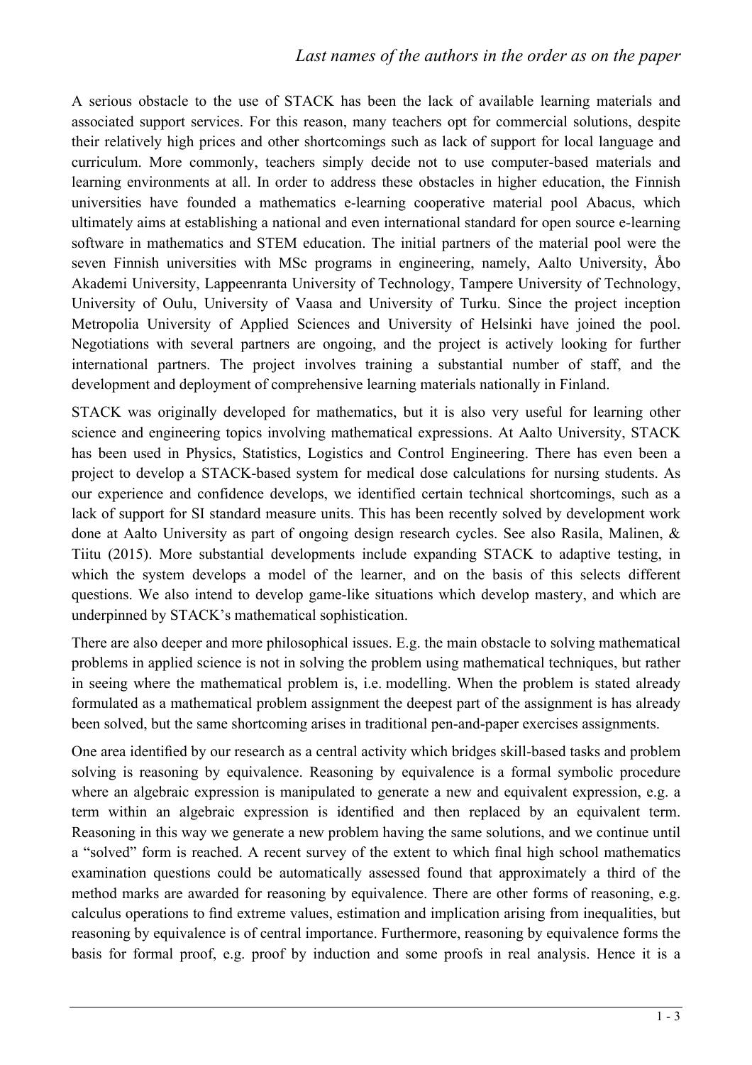A serious obstacle to the use of STACK has been the lack of available learning materials and associated support services. For this reason, many teachers opt for commercial solutions, despite their relatively high prices and other shortcomings such as lack of support for local language and curriculum. More commonly, teachers simply decide not to use computer-based materials and learning environments at all. In order to address these obstacles in higher education, the Finnish universities have founded a mathematics e-learning cooperative material pool Abacus, which ultimately aims at establishing a national and even international standard for open source e-learning software in mathematics and STEM education. The initial partners of the material pool were the seven Finnish universities with MSc programs in engineering, namely, Aalto University, Åbo Akademi University, Lappeenranta University of Technology, Tampere University of Technology, University of Oulu, University of Vaasa and University of Turku. Since the project inception Metropolia University of Applied Sciences and University of Helsinki have joined the pool. Negotiations with several partners are ongoing, and the project is actively looking for further international partners. The project involves training a substantial number of staff, and the development and deployment of comprehensive learning materials nationally in Finland.

STACK was originally developed for mathematics, but it is also very useful for learning other science and engineering topics involving mathematical expressions. At Aalto University, STACK has been used in Physics, Statistics, Logistics and Control Engineering. There has even been a project to develop a STACK-based system for medical dose calculations for nursing students. As our experience and confidence develops, we identified certain technical shortcomings, such as a lack of support for SI standard measure units. This has been recently solved by development work done at Aalto University as part of ongoing design research cycles. See also Rasila, Malinen, & Tiitu (2015). More substantial developments include expanding STACK to adaptive testing, in which the system develops a model of the learner, and on the basis of this selects different questions. We also intend to develop game-like situations which develop mastery, and which are underpinned by STACK's mathematical sophistication.

There are also deeper and more philosophical issues. E.g. the main obstacle to solving mathematical problems in applied science is not in solving the problem using mathematical techniques, but rather in seeing where the mathematical problem is, i.e. modelling. When the problem is stated already formulated as a mathematical problem assignment the deepest part of the assignment is has already been solved, but the same shortcoming arises in traditional pen-and-paper exercises assignments.

One area identified by our research as a central activity which bridges skill-based tasks and problem solving is reasoning by equivalence. Reasoning by equivalence is a formal symbolic procedure where an algebraic expression is manipulated to generate a new and equivalent expression, e.g. a term within an algebraic expression is identified and then replaced by an equivalent term. Reasoning in this way we generate a new problem having the same solutions, and we continue until a "solved" form is reached. A recent survey of the extent to which final high school mathematics examination questions could be automatically assessed found that approximately a third of the method marks are awarded for reasoning by equivalence. There are other forms of reasoning, e.g. calculus operations to find extreme values, estimation and implication arising from inequalities, but reasoning by equivalence is of central importance. Furthermore, reasoning by equivalence forms the basis for formal proof, e.g. proof by induction and some proofs in real analysis. Hence it is a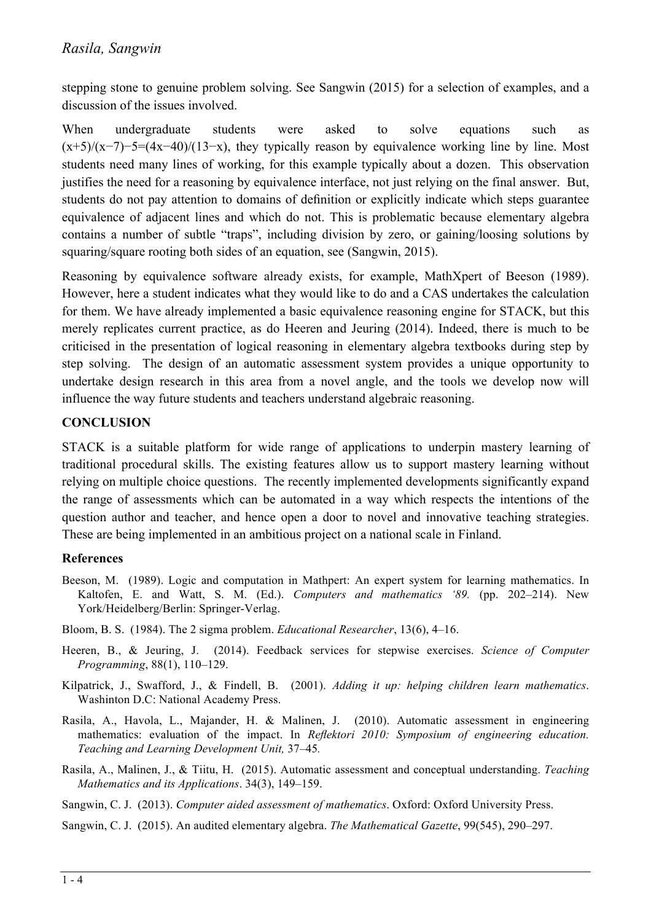stepping stone to genuine problem solving. See Sangwin (2015) for a selection of examples, and a discussion of the issues involved.

When undergraduate students were asked to solve equations such as $(x+5)/(x-7)-5=(4x-40)/(13-x)$, they typically reason by equivalence working line by line. Most students need many lines of working, for this example typically about a dozen. This observation justifies the need for a reasoning by equivalence interface, not just relying on the final answer. But, students do not pay attention to domains of definition or explicitly indicate which steps guarantee equivalence of adjacent lines and which do not. This is problematic because elementary algebra contains a number of subtle "traps", including division by zero, or gaining/loosing solutions by squaring/square rooting both sides of an equation, see (Sangwin, 2015).

Reasoning by equivalence software already exists, for example, MathXpert of Beeson (1989). However, here a student indicates what they would like to do and a CAS undertakes the calculation for them. We have already implemented a basic equivalence reasoning engine for STACK, but this merely replicates current practice, as do Heeren and Jeuring (2014). Indeed, there is much to be criticised in the presentation of logical reasoning in elementary algebra textbooks during step by step solving. The design of an automatic assessment system provides a unique opportunity to undertake design research in this area from a novel angle, and the tools we develop now will influence the way future students and teachers understand algebraic reasoning.

## CONCLUSION

STACK is a suitable platform for wide range of applications to underpin mastery learning of traditional procedural skills. The existing features allow us to support mastery learning without relying on multiple choice questions. The recently implemented developments significantly expand the range of assessments which can be automated in a way which respects the intentions of the question author and teacher, and hence open a door to novel and innovative teaching strategies. These are being implemented in an ambitious project on a national scale in Finland.

### References

Beeson, M. (1989). Logic and computation in Mathpert: An expert system for learning mathematics. In Kaltofen, E. and Watt, S. M. (Ed.). *Computers and mathematics '89.* (pp. 202–214). New York/Heidelberg/Berlin: Springer-Verlag.

Bloom, B. S. (1984). The 2 sigma problem. *Educational Researcher*, 13(6), 4–16.

Heeren, B., & Jeuring, J. (2014). Feedback services for stepwise exercises. *Science of Computer Programming*, 88(1), 110–129.

Kilpatrick, J., Swafford, J., & Findell, B. (2001). *Adding it up: helping children learn mathematics*. Washinton D.C: National Academy Press.

Rasila, A., Havola, L., Majander, H. & Malinen, J. (2010). Automatic assessment in engineering mathematics: evaluation of the impact. In *Reflektori 2010: Symposium of engineering education. Teaching and Learning Development Unit,* 37–45*.*

Rasila, A., Malinen, J., & Tiitu, H. (2015). Automatic assessment and conceptual understanding. *Teaching Mathematics and its Applications*. 34(3), 149–159.

Sangwin, C. J. (2013). *Computer aided assessment of mathematics*. Oxford: Oxford University Press.

Sangwin, C. J. (2015). An audited elementary algebra. *The Mathematical Gazette*, 99(545), 290–297.